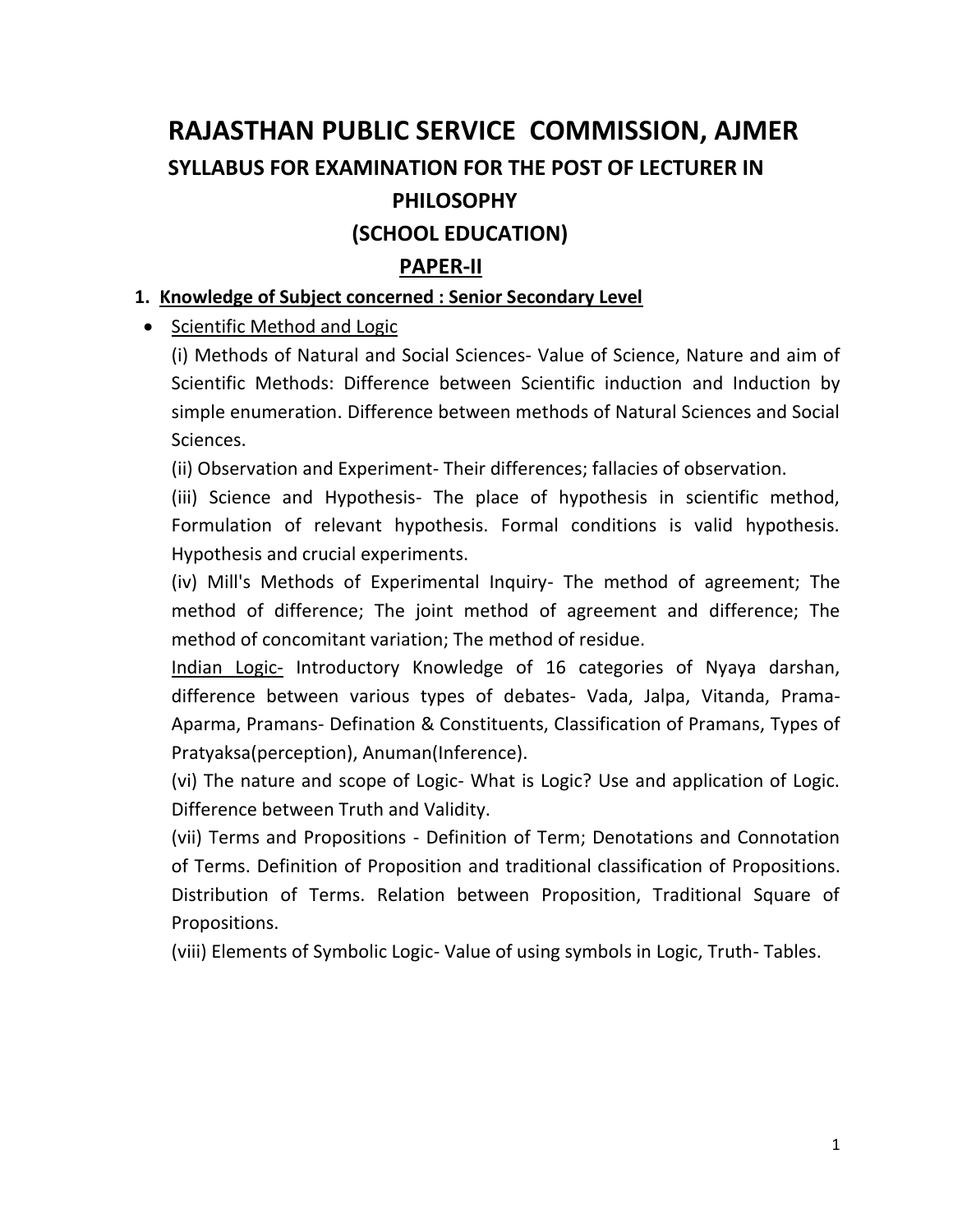# RAJASTHAN PUBLIC SERVICE COMMISSION, AJMER

## SYLLABUS FOR EXAMINATION FOR THE POST OF LECTURER IN PHILOSOPHY

## (SCHOOL EDUCATION)

## PAPER-II

**1. Knowledge of Subject concerned : Senior Secondary Level**

- Scientific Method and Logic

  (i) Methods of Natural and Social Sciences- Value of Science, Nature and aim of Scientific Methods: Difference between Scientific induction and Induction by simple enumeration. Difference between methods of Natural Sciences and Social Sciences.

  (ii) Observation and Experiment- Their differences; fallacies of observation.

  (iii) Science and Hypothesis- The place of hypothesis in scientific method, Formulation of relevant hypothesis. Formal conditions is valid hypothesis. Hypothesis and crucial experiments.

  (iv) Mill's Methods of Experimental Inquiry- The method of agreement; The method of difference; The joint method of agreement and difference; The method of concomitant variation; The method of residue.

  Indian Logic- Introductory Knowledge of 16 categories of Nyaya darshan, difference between various types of debates- Vada, Jalpa, Vitanda, Prama-Aparma, Pramans- Defination & Constituents, Classification of Pramans, Types of Pratyaksa(perception), Anuman(Inference).

  (vi) The nature and scope of Logic- What is Logic? Use and application of Logic. Difference between Truth and Validity.

  (vii) Terms and Propositions - Definition of Term; Denotations and Connotation of Terms. Definition of Proposition and traditional classification of Propositions. Distribution of Terms. Relation between Proposition, Traditional Square of Propositions.

  (viii) Elements of Symbolic Logic- Value of using symbols in Logic, Truth- Tables.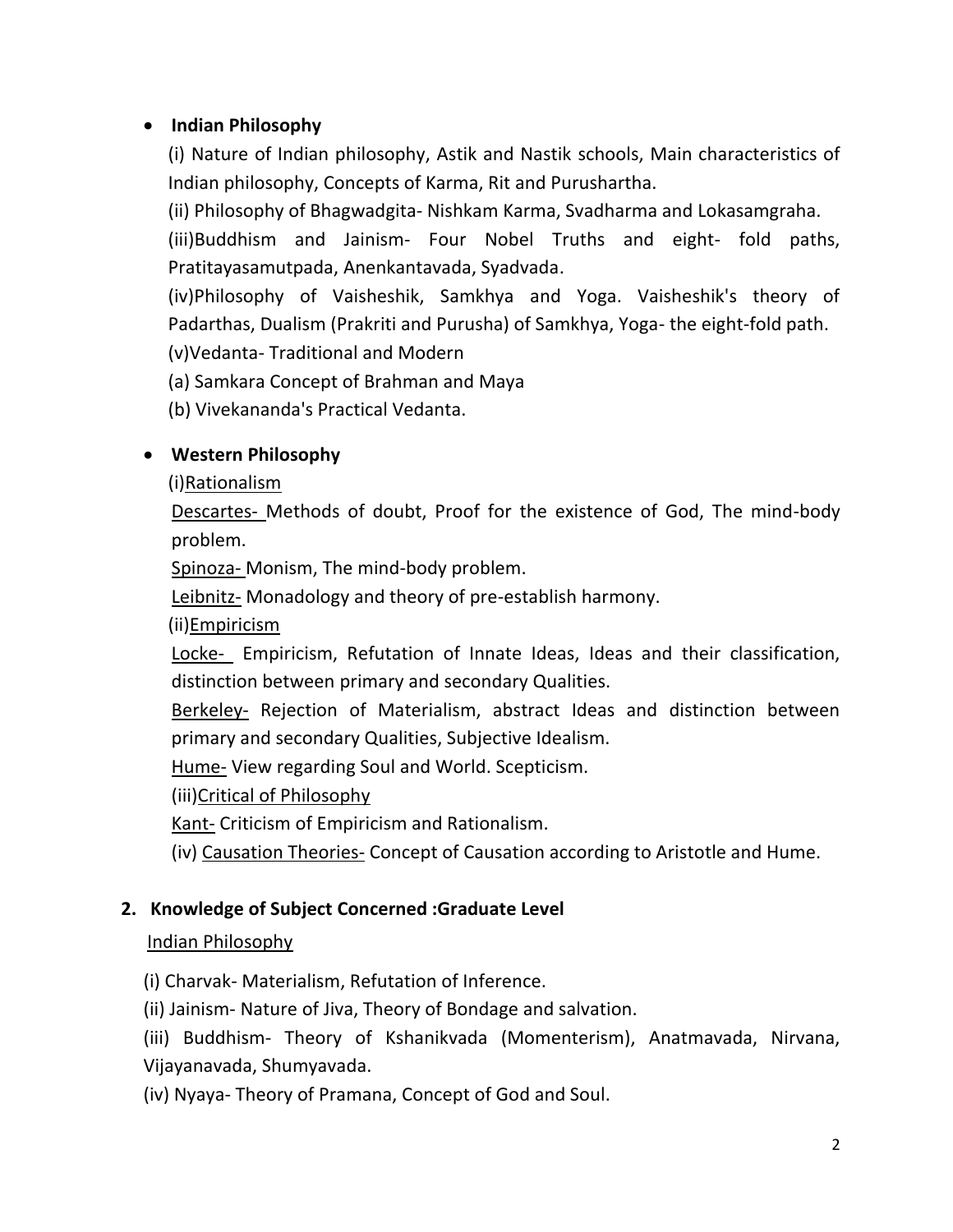- **Indian Philosophy**

  (i) Nature of Indian philosophy, Astik and Nastik schools, Main characteristics of Indian philosophy, Concepts of Karma, Rit and Purushartha.

  (ii) Philosophy of Bhagwadgita- Nishkam Karma, Svadharma and Lokasamgraha.

  (iii)Buddhism and Jainism- Four Nobel Truths and eight- fold paths, Pratitayasamutpada, Anenkantavada, Syadvada.

  (iv)Philosophy of Vaisheshik, Samkhya and Yoga. Vaisheshik's theory of Padarthas, Dualism (Prakriti and Purusha) of Samkhya, Yoga- the eight-fold path.

  (v)Vedanta- Traditional and Modern

  (a) Samkara Concept of Brahman and Maya

  (b) Vivekananda's Practical Vedanta.

- **Western Philosophy**

  (i)<u>Rationalism</u>

  <u>Descartes-</u> Methods of doubt, Proof for the existence of God, The mind-body problem.

  <u>Spinoza-</u> Monism, The mind-body problem.

  <u>Leibnitz-</u> Monadology and theory of pre-establish harmony.

  (ii)<u>Empiricism</u>

  <u>Locke-</u> Empiricism, Refutation of Innate Ideas, Ideas and their classification, distinction between primary and secondary Qualities.

  <u>Berkeley-</u> Rejection of Materialism, abstract Ideas and distinction between primary and secondary Qualities, Subjective Idealism.

  <u>Hume-</u> View regarding Soul and World. Scepticism.

  (iii)<u>Critical of Philosophy</u>

  <u>Kant-</u> Criticism of Empiricism and Rationalism.

  (iv) <u>Causation Theories-</u> Concept of Causation according to Aristotle and Hume.

**2. Knowledge of Subject Concerned :Graduate Level**

<u>Indian Philosophy</u>

(i) Charvak- Materialism, Refutation of Inference.

(ii) Jainism- Nature of Jiva, Theory of Bondage and salvation.

(iii) Buddhism- Theory of Kshanikvada (Momenterism), Anatmavada, Nirvana, Vijayanavada, Shumyavada.

(iv) Nyaya- Theory of Pramana, Concept of God and Soul.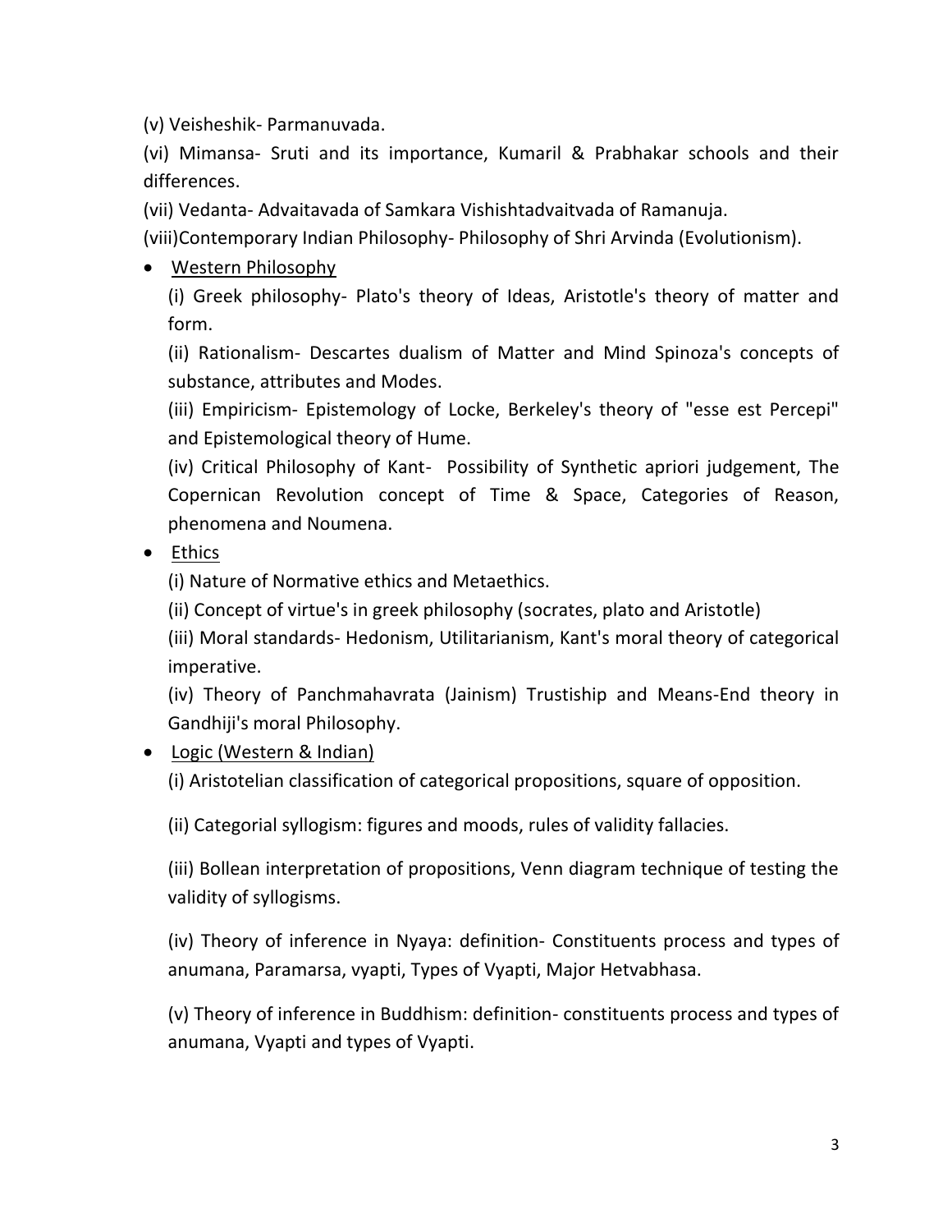(v) Veisheshik- Parmanuvada.

(vi) Mimansa- Sruti and its importance, Kumaril & Prabhakar schools and their differences.

(vii) Vedanta- Advaitavada of Samkara Vishishtadvaitvada of Ramanuja.

(viii)Contemporary Indian Philosophy- Philosophy of Shri Arvinda (Evolutionism).

- <u>Western Philosophy</u>

  (i) Greek philosophy- Plato's theory of Ideas, Aristotle's theory of matter and form.

  (ii) Rationalism- Descartes dualism of Matter and Mind Spinoza's concepts of substance, attributes and Modes.

  (iii) Empiricism- Epistemology of Locke, Berkeley's theory of "esse est Percepi" and Epistemological theory of Hume.

  (iv) Critical Philosophy of Kant- Possibility of Synthetic apriori judgement, The Copernican Revolution concept of Time & Space, Categories of Reason, phenomena and Noumena.

- <u>Ethics</u>

  (i) Nature of Normative ethics and Metaethics.

  (ii) Concept of virtue's in greek philosophy (socrates, plato and Aristotle)

  (iii) Moral standards- Hedonism, Utilitarianism, Kant's moral theory of categorical imperative.

  (iv) Theory of Panchmahavrata (Jainism) Trustiship and Means-End theory in Gandhiji's moral Philosophy.

- <u>Logic (Western & Indian)</u>

  (i) Aristotelian classification of categorical propositions, square of opposition.

  (ii) Categorial syllogism: figures and moods, rules of validity fallacies.

  (iii) Bollean interpretation of propositions, Venn diagram technique of testing the validity of syllogisms.

  (iv) Theory of inference in Nyaya: definition- Constituents process and types of anumana, Paramarsa, vyapti, Types of Vyapti, Major Hetvabhasa.

  (v) Theory of inference in Buddhism: definition- constituents process and types of anumana, Vyapti and types of Vyapti.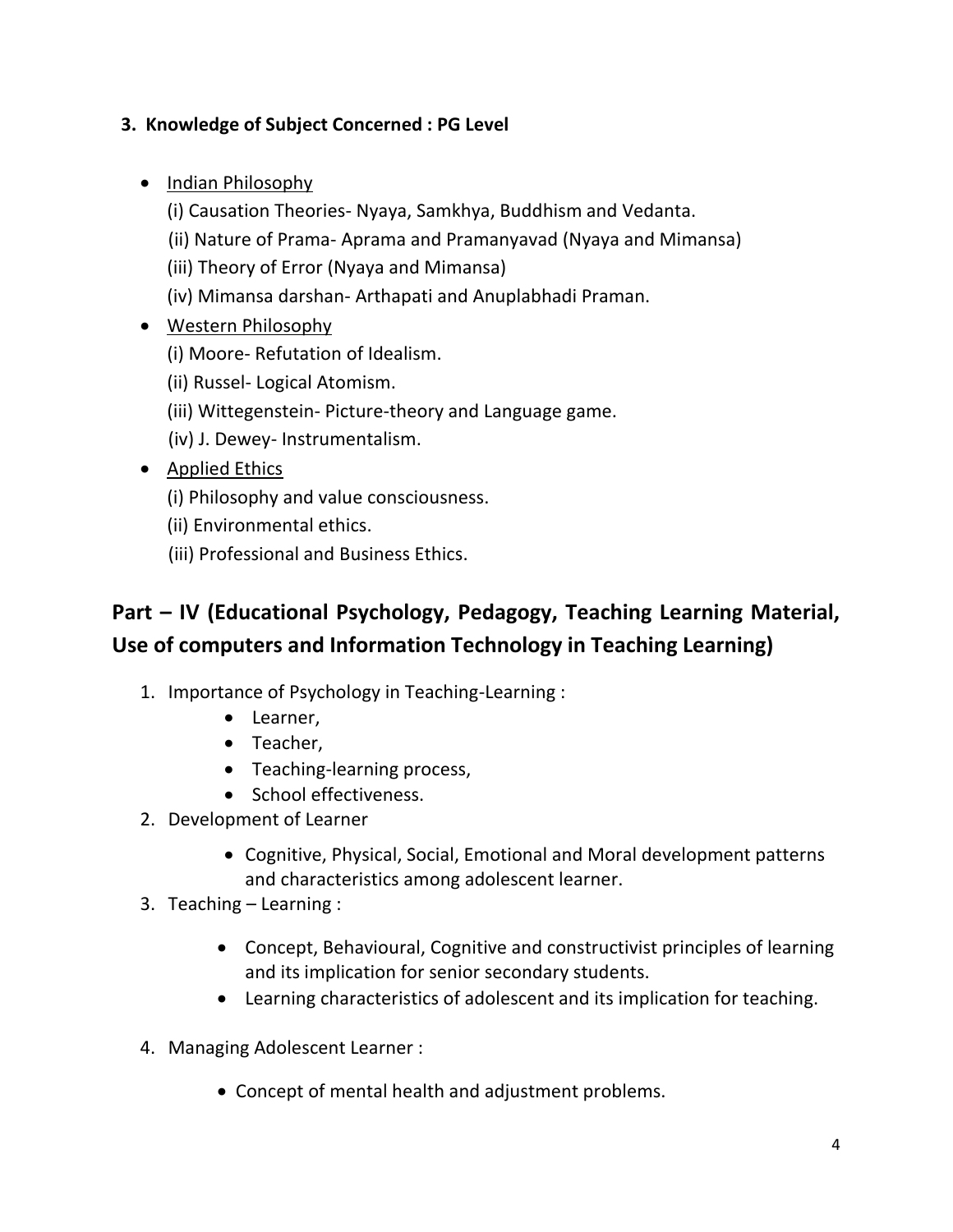### 3. Knowledge of Subject Concerned : PG Level

- Indian Philosophy
  (i) Causation Theories- Nyaya, Samkhya, Buddhism and Vedanta.
  (ii) Nature of Prama- Aprama and Pramanyavad (Nyaya and Mimansa)
  (iii) Theory of Error (Nyaya and Mimansa)
  (iv) Mimansa darshan- Arthapati and Anuplabhadi Praman.
- Western Philosophy
  (i) Moore- Refutation of Idealism.
  (ii) Russel- Logical Atomism.
  (iii) Wittegenstein- Picture-theory and Language game.
  (iv) J. Dewey- Instrumentalism.
- Applied Ethics
  (i) Philosophy and value consciousness.
  (ii) Environmental ethics.
  (iii) Professional and Business Ethics.

## Part – IV (Educational Psychology, Pedagogy, Teaching Learning Material, Use of computers and Information Technology in Teaching Learning)

1. Importance of Psychology in Teaching-Learning :
   - Learner,
   - Teacher,
   - Teaching-learning process,
   - School effectiveness.
2. Development of Learner
   - Cognitive, Physical, Social, Emotional and Moral development patterns and characteristics among adolescent learner.
3. Teaching – Learning :
   - Concept, Behavioural, Cognitive and constructivist principles of learning and its implication for senior secondary students.
   - Learning characteristics of adolescent and its implication for teaching.
4. Managing Adolescent Learner :
   - Concept of mental health and adjustment problems.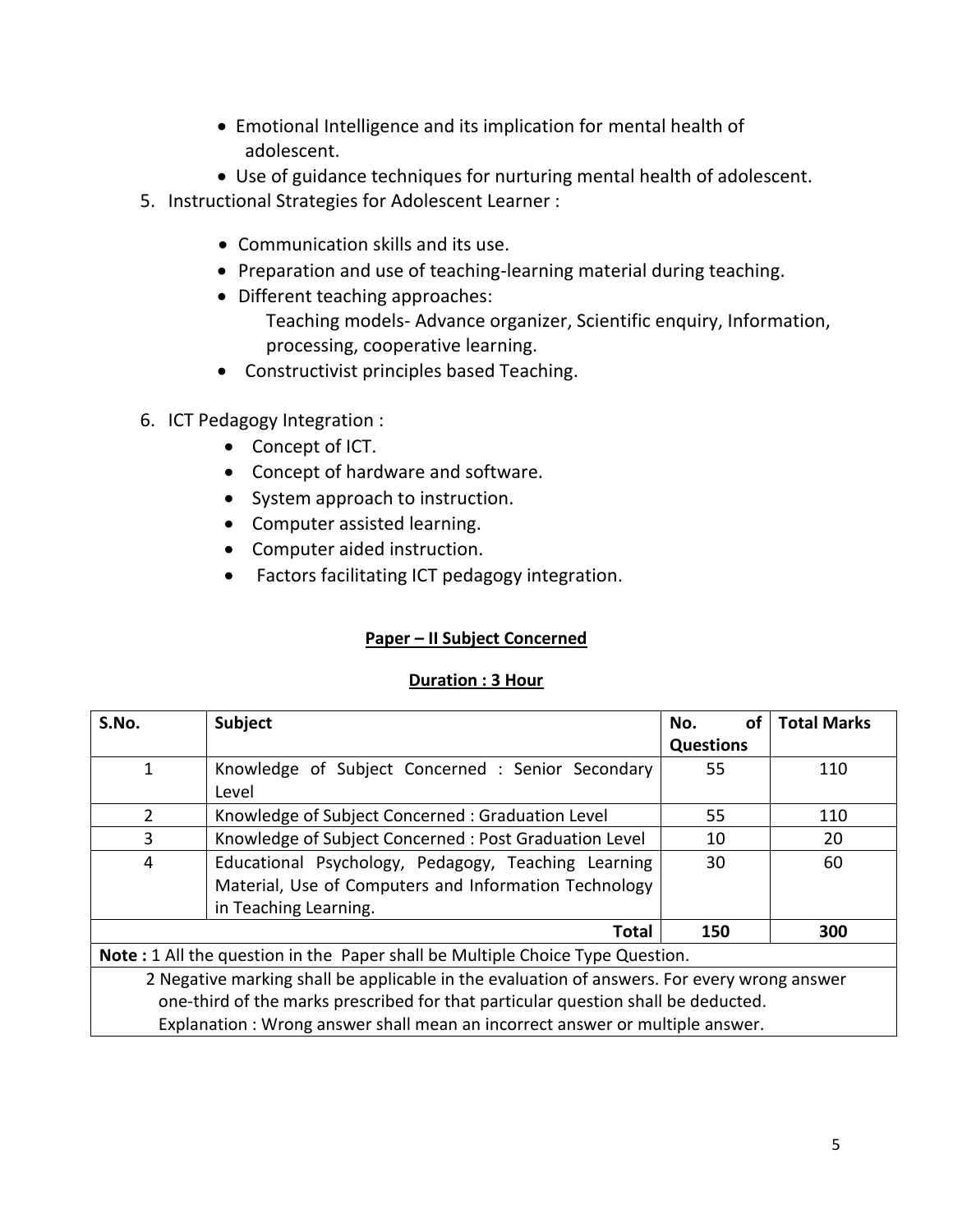- Emotional Intelligence and its implication for mental health of adolescent.
- Use of guidance techniques for nurturing mental health of adolescent.

5. Instructional Strategies for Adolescent Learner :
   - Communication skills and its use.
   - Preparation and use of teaching-learning material during teaching.
   - Different teaching approaches:
     Teaching models- Advance organizer, Scientific enquiry, Information, processing, cooperative learning.
   - Constructivist principles based Teaching.

6. ICT Pedagogy Integration :
   - Concept of ICT.
   - Concept of hardware and software.
   - System approach to instruction.
   - Computer assisted learning.
   - Computer aided instruction.
   - Factors facilitating ICT pedagogy integration.

**Paper – II Subject Concerned**

**Duration : 3 Hour**

| S.No. | Subject | No. of Questions | Total Marks |
|---|---|---|---|
| 1 | Knowledge of Subject Concerned : Senior Secondary Level | 55 | 110 |
| 2 | Knowledge of Subject Concerned : Graduation Level | 55 | 110 |
| 3 | Knowledge of Subject Concerned : Post Graduation Level | 10 | 20 |
| 4 | Educational Psychology, Pedagogy, Teaching Learning Material, Use of Computers and Information Technology in Teaching Learning. | 30 | 60 |
| | **Total** | **150** | **300** |

**Note :** 1 All the question in the Paper shall be Multiple Choice Type Question.

2 Negative marking shall be applicable in the evaluation of answers. For every wrong answer one-third of the marks prescribed for that particular question shall be deducted.
Explanation : Wrong answer shall mean an incorrect answer or multiple answer.